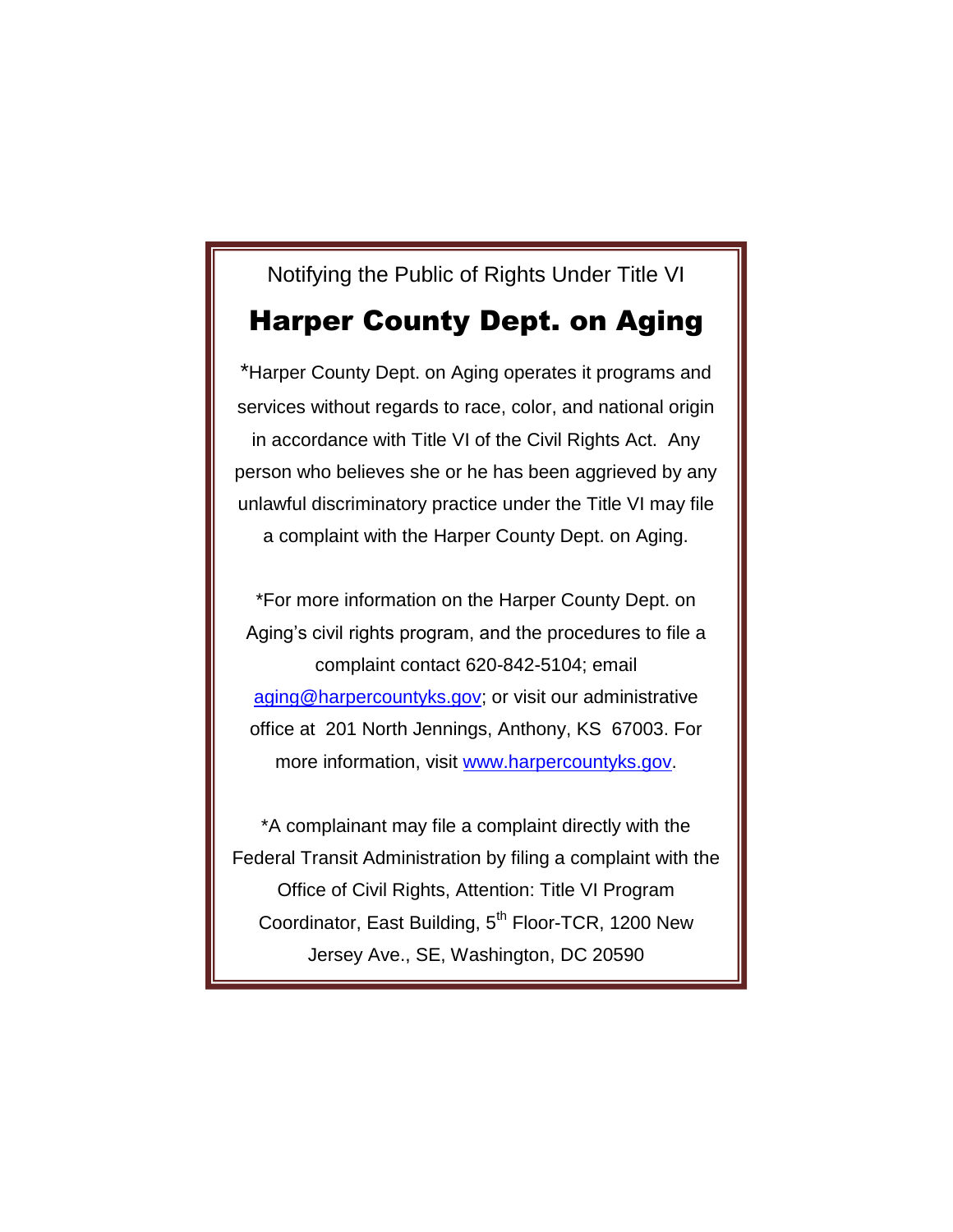Notifying the Public of Rights Under Title VI

# Harper County Dept. on Aging

*Harper County Dept. on Aging operates it programs and services without regards to race, color, and national origin in accordance with Title VI of the Civil Rights Act. Any person who believes she or he has been aggrieved by any unlawful discriminatory practice under the Title VI may file a complaint with the Harper County Dept. on Aging.

*For more information on the Harper County Dept. on Aging's civil rights program, and the procedures to file a complaint contact 620-842-5104; email aging@harpercountyks.gov; or visit our administrative office at 201 North Jennings, Anthony, KS 67003. For more information, visit www.harpercountyks.gov.

*A complainant may file a complaint directly with the Federal Transit Administration by filing a complaint with the Office of Civil Rights, Attention: Title VI Program Coordinator, East Building, 5th Floor-TCR, 1200 New Jersey Ave., SE, Washington, DC 20590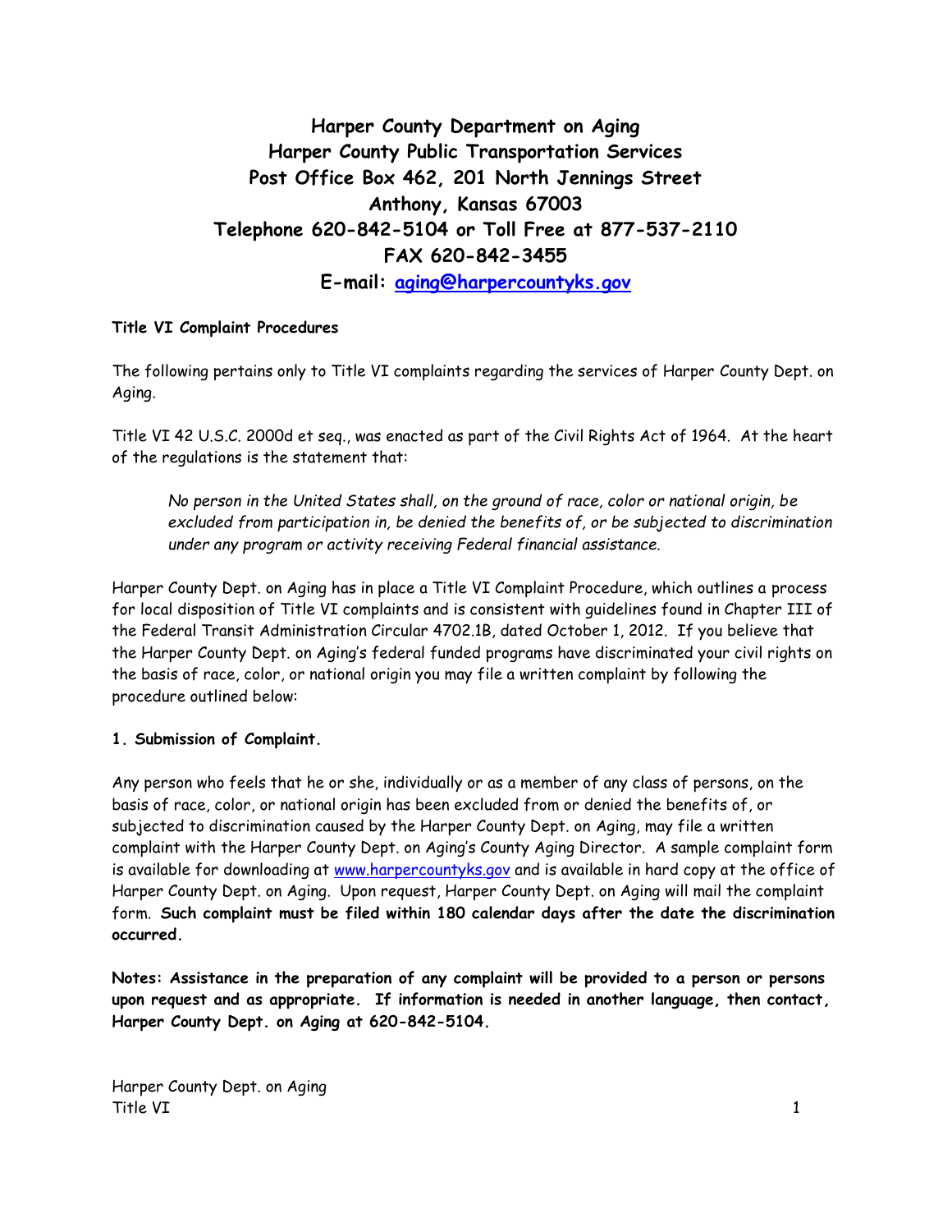# Harper County Department on Aging
# Harper County Public Transportation Services
# Post Office Box 462, 201 North Jennings Street
# Anthony, Kansas 67003
# Telephone 620-842-5104 or Toll Free at 877-537-2110
# FAX 620-842-3455
# E-mail: aging@harpercountyks.gov

**Title VI Complaint Procedures**

The following pertains only to Title VI complaints regarding the services of Harper County Dept. on Aging.

Title VI 42 U.S.C. 2000d et seq., was enacted as part of the Civil Rights Act of 1964. At the heart of the regulations is the statement that:

> *No person in the United States shall, on the ground of race, color or national origin, be excluded from participation in, be denied the benefits of, or be subjected to discrimination under any program or activity receiving Federal financial assistance.*

Harper County Dept. on Aging has in place a Title VI Complaint Procedure, which outlines a process for local disposition of Title VI complaints and is consistent with guidelines found in Chapter III of the Federal Transit Administration Circular 4702.1B, dated October 1, 2012. If you believe that the Harper County Dept. on Aging's federal funded programs have discriminated your civil rights on the basis of race, color, or national origin you may file a written complaint by following the procedure outlined below:

**1. Submission of Complaint.**

Any person who feels that he or she, individually or as a member of any class of persons, on the basis of race, color, or national origin has been excluded from or denied the benefits of, or subjected to discrimination caused by the Harper County Dept. on Aging, may file a written complaint with the Harper County Dept. on Aging's County Aging Director. A sample complaint form is available for downloading at www.harpercountyks.gov and is available in hard copy at the office of Harper County Dept. on Aging. Upon request, Harper County Dept. on Aging will mail the complaint form. **Such complaint must be filed within 180 calendar days after the date the discrimination occurred.**

**Notes: Assistance in the preparation of any complaint will be provided to a person or persons upon request and as appropriate. If information is needed in another language, then contact, Harper County Dept. on Aging at 620-842-5104.**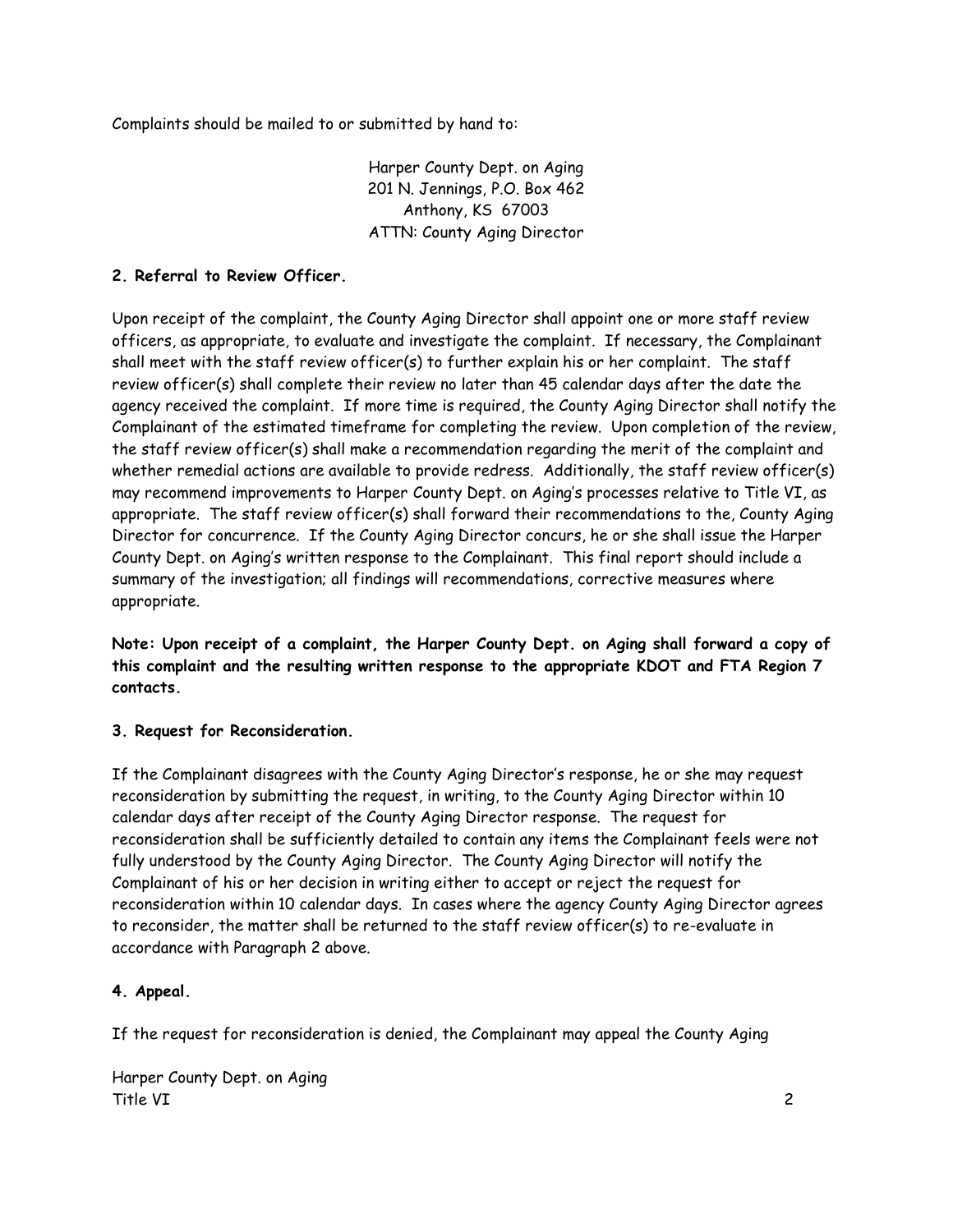Complaints should be mailed to or submitted by hand to:

Harper County Dept. on Aging
201 N. Jennings, P.O. Box 462
Anthony, KS 67003
ATTN: County Aging Director

**2. Referral to Review Officer.**

Upon receipt of the complaint, the County Aging Director shall appoint one or more staff review officers, as appropriate, to evaluate and investigate the complaint. If necessary, the Complainant shall meet with the staff review officer(s) to further explain his or her complaint. The staff review officer(s) shall complete their review no later than 45 calendar days after the date the agency received the complaint. If more time is required, the County Aging Director shall notify the Complainant of the estimated timeframe for completing the review. Upon completion of the review, the staff review officer(s) shall make a recommendation regarding the merit of the complaint and whether remedial actions are available to provide redress. Additionally, the staff review officer(s) may recommend improvements to Harper County Dept. on Aging's processes relative to Title VI, as appropriate. The staff review officer(s) shall forward their recommendations to the, County Aging Director for concurrence. If the County Aging Director concurs, he or she shall issue the Harper County Dept. on Aging's written response to the Complainant. This final report should include a summary of the investigation; all findings will recommendations, corrective measures where appropriate.

**Note: Upon receipt of a complaint, the Harper County Dept. on Aging shall forward a copy of this complaint and the resulting written response to the appropriate KDOT and FTA Region 7 contacts.**

**3. Request for Reconsideration.**

If the Complainant disagrees with the County Aging Director's response, he or she may request reconsideration by submitting the request, in writing, to the County Aging Director within 10 calendar days after receipt of the County Aging Director response. The request for reconsideration shall be sufficiently detailed to contain any items the Complainant feels were not fully understood by the County Aging Director. The County Aging Director will notify the Complainant of his or her decision in writing either to accept or reject the request for reconsideration within 10 calendar days. In cases where the agency County Aging Director agrees to reconsider, the matter shall be returned to the staff review officer(s) to re-evaluate in accordance with Paragraph 2 above.

**4. Appeal.**

If the request for reconsideration is denied, the Complainant may appeal the County Aging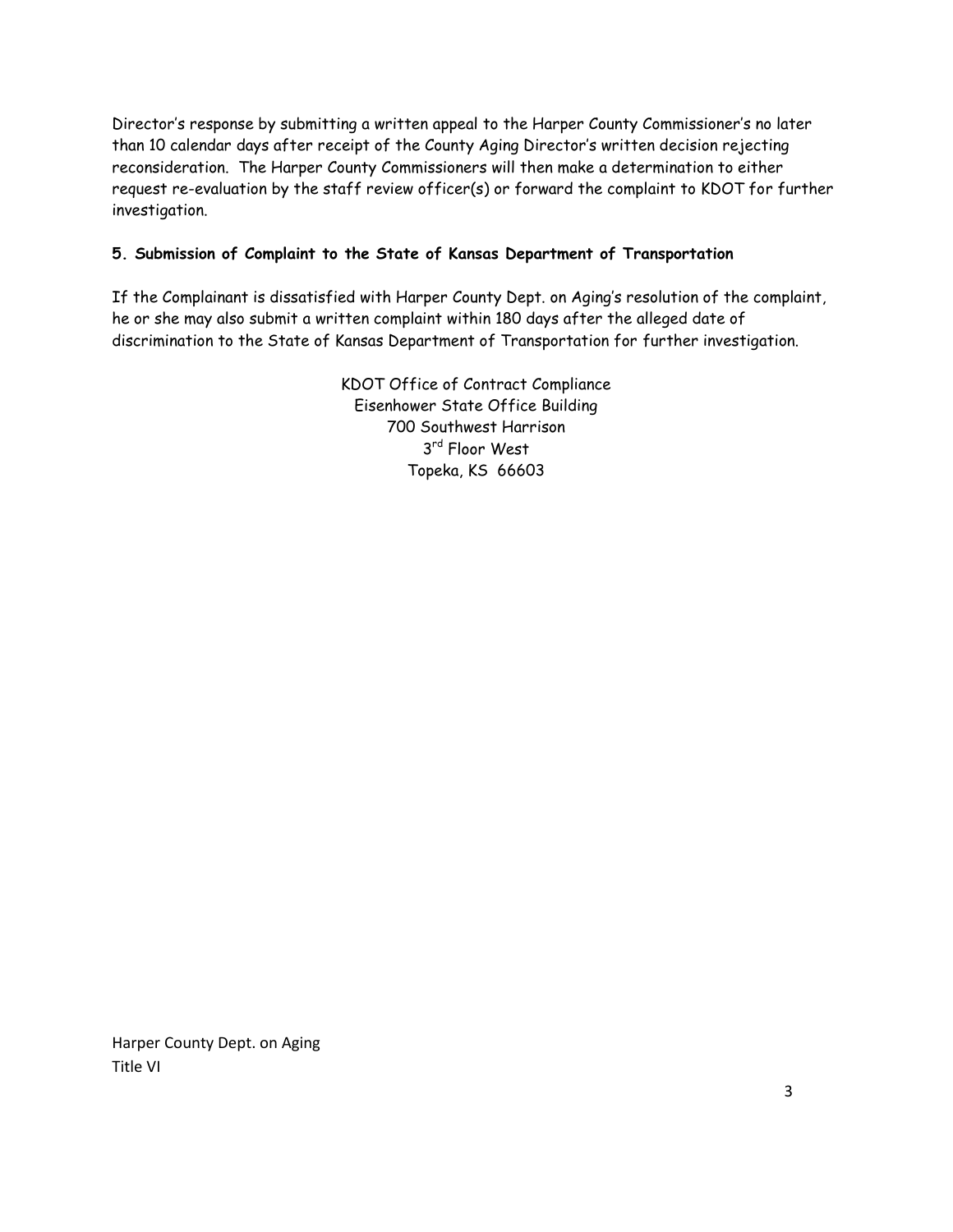Director's response by submitting a written appeal to the Harper County Commissioner's no later than 10 calendar days after receipt of the County Aging Director's written decision rejecting reconsideration. The Harper County Commissioners will then make a determination to either request re-evaluation by the staff review officer(s) or forward the complaint to KDOT for further investigation.

**5. Submission of Complaint to the State of Kansas Department of Transportation**

If the Complainant is dissatisfied with Harper County Dept. on Aging's resolution of the complaint, he or she may also submit a written complaint within 180 days after the alleged date of discrimination to the State of Kansas Department of Transportation for further investigation.

KDOT Office of Contract Compliance
Eisenhower State Office Building
700 Southwest Harrison
3rd Floor West
Topeka, KS 66603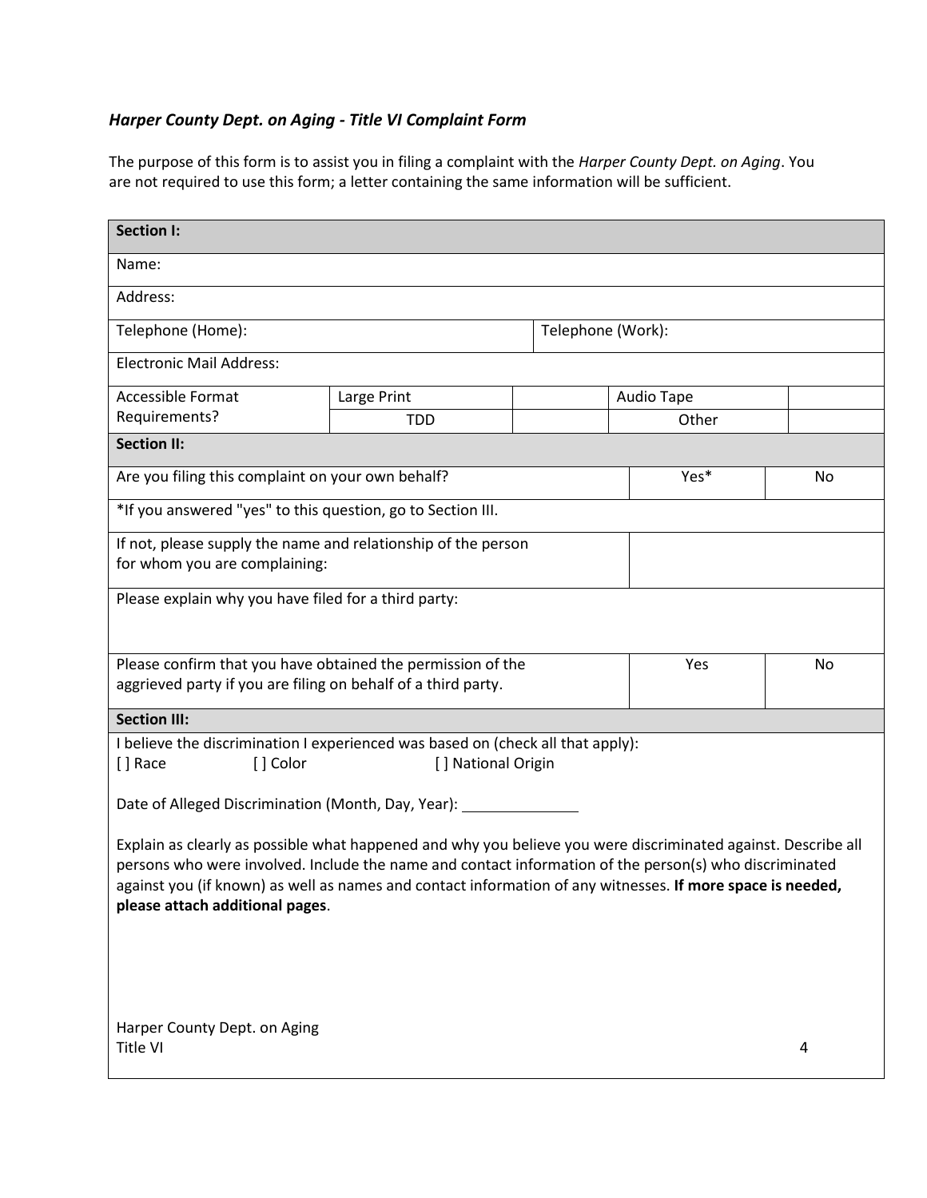### *Harper County Dept. on Aging - Title VI Complaint Form*

The purpose of this form is to assist you in filing a complaint with the *Harper County Dept. on Aging*. You are not required to use this form; a letter containing the same information will be sufficient.

| **Section I:** | | | | |
|---|---|---|---|---|
| Name: | | | | |
| Address: | | | | |
| Telephone (Home): | | Telephone (Work): | | |
| Electronic Mail Address: | | | | |
| Accessible Format Requirements? | Large Print | | Audio Tape | |
| | TDD | | Other | |

| **Section II:** | | |
|---|---|---|
| Are you filing this complaint on your own behalf? | Yes* | No |
| *If you answered "yes" to this question, go to Section III. | | |
| If not, please supply the name and relationship of the person for whom you are complaining: | | |
| Please explain why you have filed for a third party: | | |
| Please confirm that you have obtained the permission of the aggrieved party if you are filing on behalf of a third party. | Yes | No |

**Section III:**

I believe the discrimination I experienced was based on (check all that apply):

[ ] Race [ ] Color [ ] National Origin

Date of Alleged Discrimination (Month, Day, Year): ______________

Explain as clearly as possible what happened and why you believe you were discriminated against. Describe all persons who were involved. Include the name and contact information of the person(s) who discriminated against you (if known) as well as names and contact information of any witnesses. **If more space is needed, please attach additional pages**.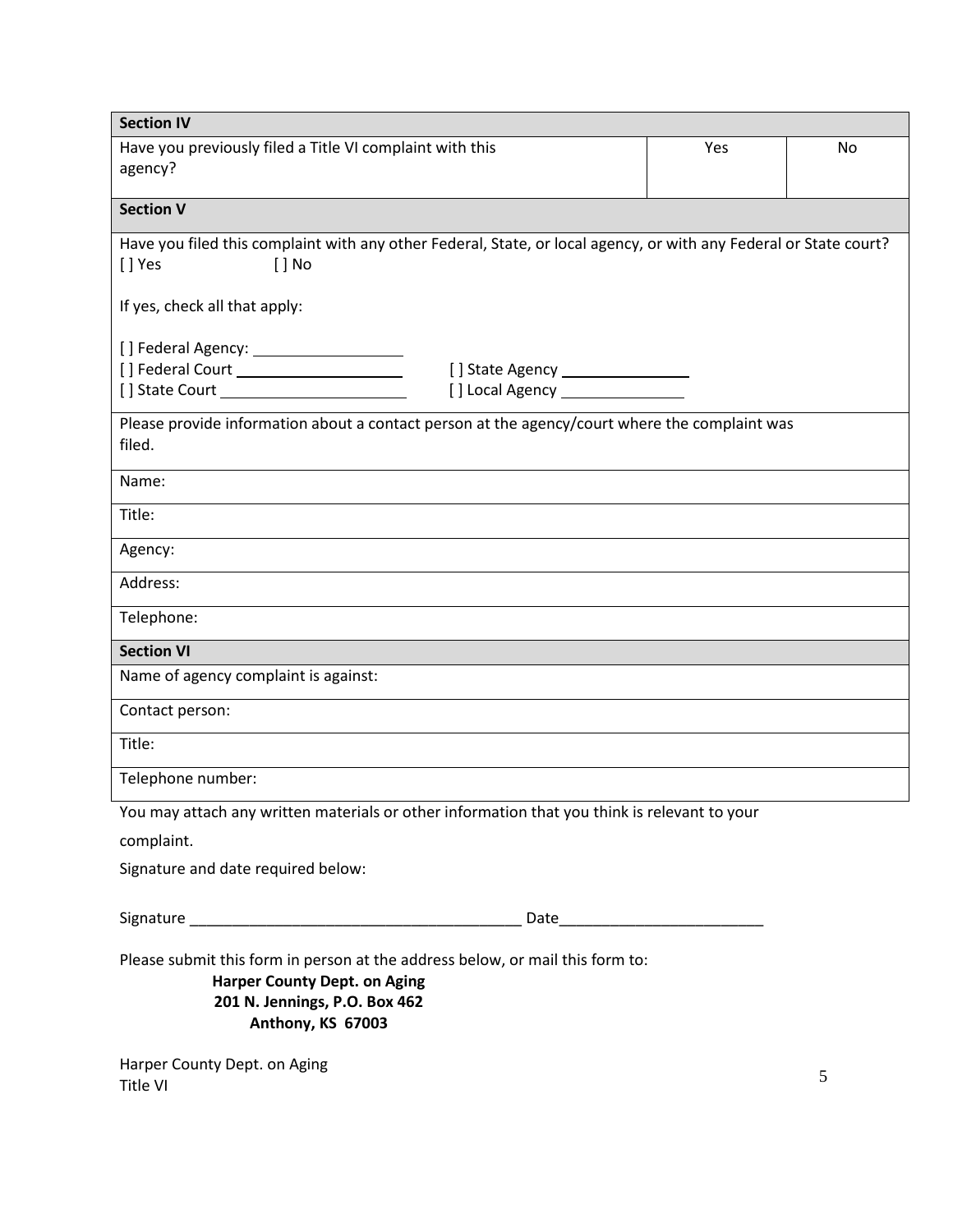| **Section IV** | | |
|---|---|---|
| Have you previously filed a Title VI complaint with this agency? | Yes | No |

| **Section V** |
|---|
| Have you filed this complaint with any other Federal, State, or local agency, or with any Federal or State court?<br>[ ] Yes [ ] No<br><br>If yes, check all that apply:<br><br>[ ] Federal Agency: ________________<br>[ ] Federal Court ________________ [ ] State Agency ________________<br>[ ] State Court ________________ [ ] Local Agency ________________ |
| Please provide information about a contact person at the agency/court where the complaint was filed. |
| Name: |
| Title: |
| Agency: |
| Address: |
| Telephone: |

| **Section VI** |
|---|
| Name of agency complaint is against: |
| Contact person: |
| Title: |
| Telephone number: |

You may attach any written materials or other information that you think is relevant to your complaint.

Signature and date required below:

Signature ______________________________________ Date________________________

Please submit this form in person at the address below, or mail this form to:

**Harper County Dept. on Aging**
**201 N. Jennings, P.O. Box 462**
**Anthony, KS 67003**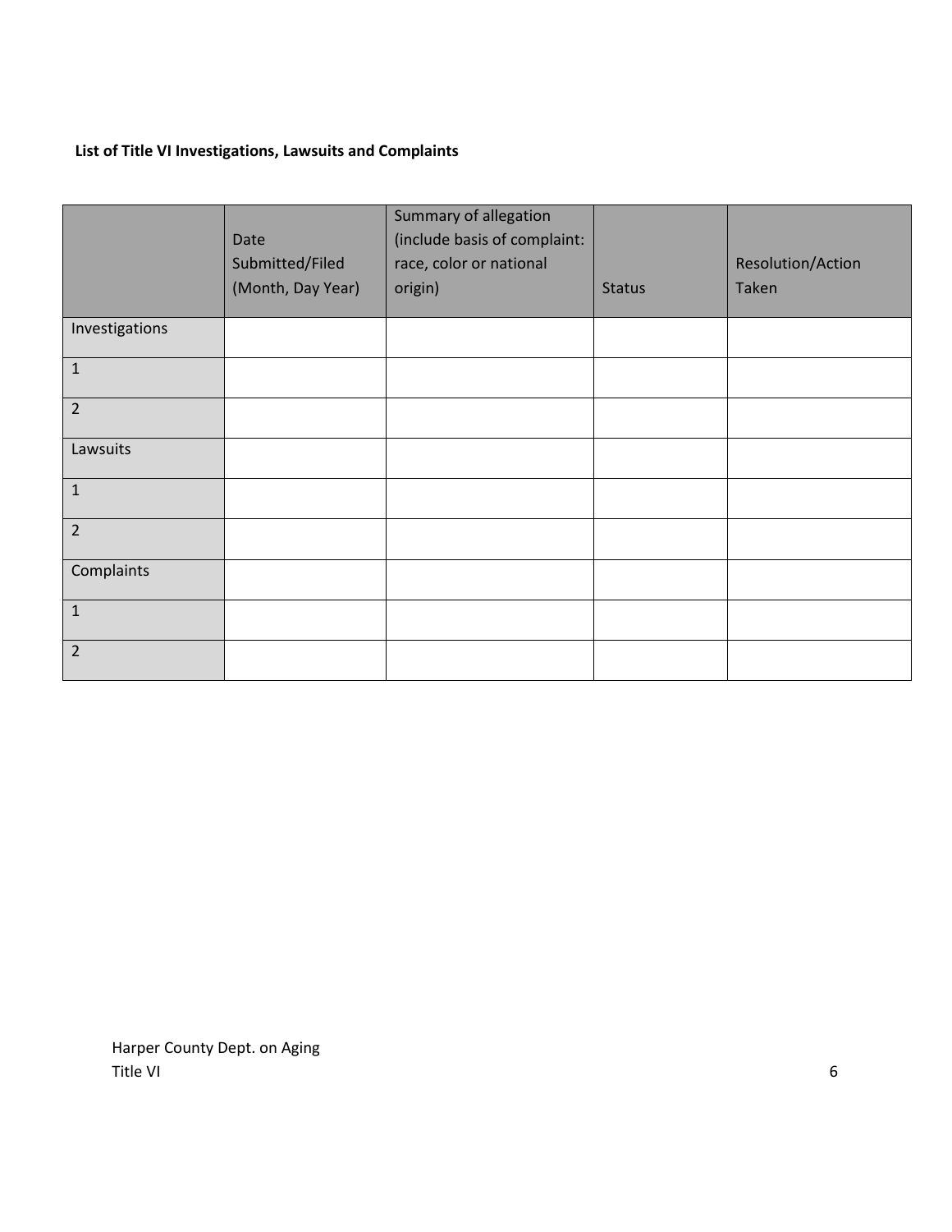**List of Title VI Investigations, Lawsuits and Complaints**

| | Date Submitted/Filed (Month, Day Year) | Summary of allegation (include basis of complaint: race, color or national origin) | Status | Resolution/Action Taken |
|---|---|---|---|---|
| Investigations | | | | |
| 1 | | | | |
| 2 | | | | |
| Lawsuits | | | | |
| 1 | | | | |
| 2 | | | | |
| Complaints | | | | |
| 1 | | | | |
| 2 | | | | |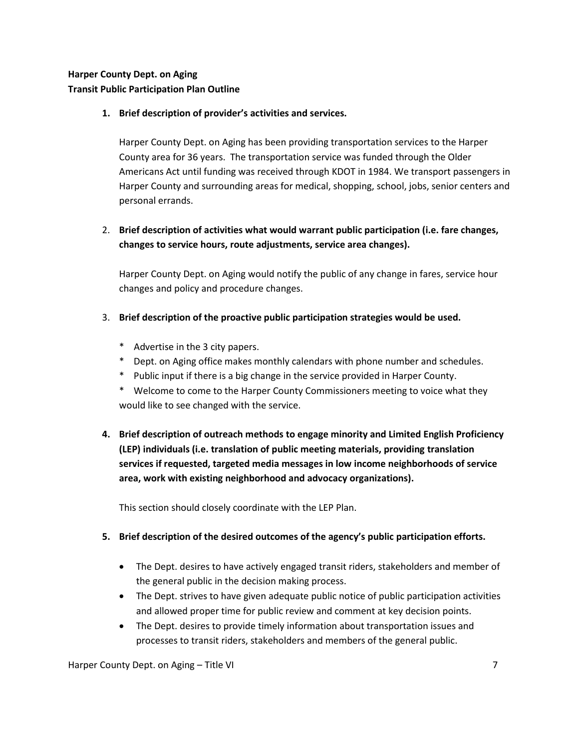**Harper County Dept. on Aging**
**Transit Public Participation Plan Outline**

1. **Brief description of provider's activities and services.**

   Harper County Dept. on Aging has been providing transportation services to the Harper County area for 36 years. The transportation service was funded through the Older Americans Act until funding was received through KDOT in 1984. We transport passengers in Harper County and surrounding areas for medical, shopping, school, jobs, senior centers and personal errands.

2. **Brief description of activities what would warrant public participation (i.e. fare changes, changes to service hours, route adjustments, service area changes).**

   Harper County Dept. on Aging would notify the public of any change in fares, service hour changes and policy and procedure changes.

3. **Brief description of the proactive public participation strategies would be used.**

   * Advertise in the 3 city papers.
   * Dept. on Aging office makes monthly calendars with phone number and schedules.
   * Public input if there is a big change in the service provided in Harper County.
   * Welcome to come to the Harper County Commissioners meeting to voice what they would like to see changed with the service.

4. **Brief description of outreach methods to engage minority and Limited English Proficiency (LEP) individuals (i.e. translation of public meeting materials, providing translation services if requested, targeted media messages in low income neighborhoods of service area, work with existing neighborhood and advocacy organizations).**

   This section should closely coordinate with the LEP Plan.

5. **Brief description of the desired outcomes of the agency's public participation efforts.**

   - The Dept. desires to have actively engaged transit riders, stakeholders and member of the general public in the decision making process.
   - The Dept. strives to have given adequate public notice of public participation activities and allowed proper time for public review and comment at key decision points.
   - The Dept. desires to provide timely information about transportation issues and processes to transit riders, stakeholders and members of the general public.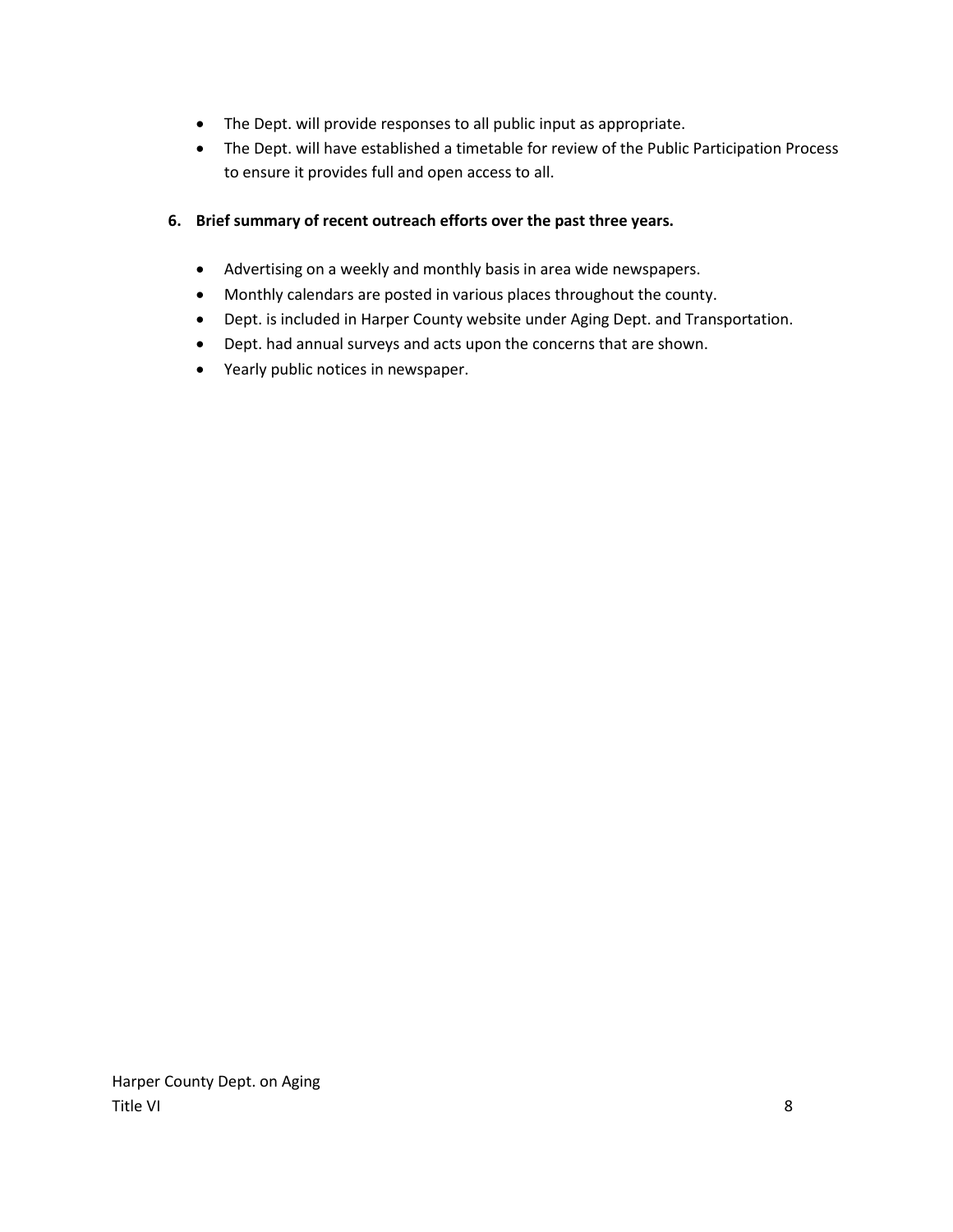- The Dept. will provide responses to all public input as appropriate.
- The Dept. will have established a timetable for review of the Public Participation Process to ensure it provides full and open access to all.

**6. Brief summary of recent outreach efforts over the past three years.**

- Advertising on a weekly and monthly basis in area wide newspapers.
- Monthly calendars are posted in various places throughout the county.
- Dept. is included in Harper County website under Aging Dept. and Transportation.
- Dept. had annual surveys and acts upon the concerns that are shown.
- Yearly public notices in newspaper.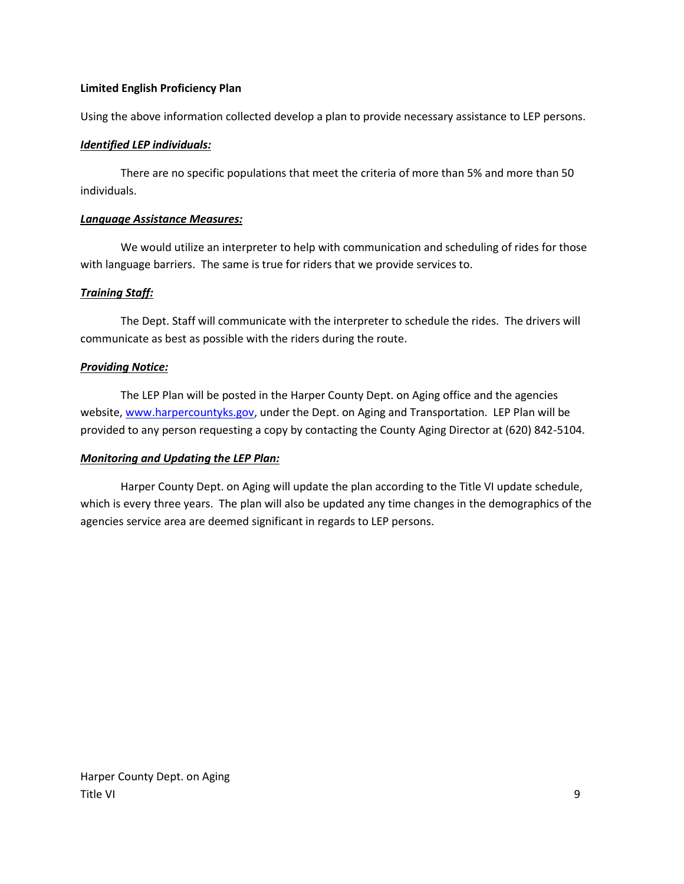**Limited English Proficiency Plan**

Using the above information collected develop a plan to provide necessary assistance to LEP persons.

***Identified LEP individuals:***

There are no specific populations that meet the criteria of more than 5% and more than 50 individuals.

***Language Assistance Measures:***

We would utilize an interpreter to help with communication and scheduling of rides for those with language barriers. The same is true for riders that we provide services to.

***Training Staff:***

The Dept. Staff will communicate with the interpreter to schedule the rides. The drivers will communicate as best as possible with the riders during the route.

***Providing Notice:***

The LEP Plan will be posted in the Harper County Dept. on Aging office and the agencies website, www.harpercountyks.gov, under the Dept. on Aging and Transportation. LEP Plan will be provided to any person requesting a copy by contacting the County Aging Director at (620) 842-5104.

***Monitoring and Updating the LEP Plan:***

Harper County Dept. on Aging will update the plan according to the Title VI update schedule, which is every three years. The plan will also be updated any time changes in the demographics of the agencies service area are deemed significant in regards to LEP persons.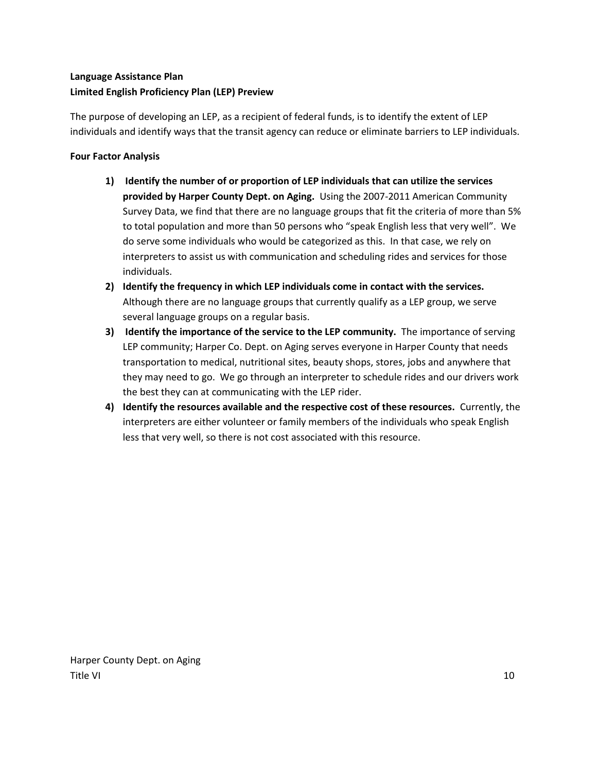**Language Assistance Plan**
**Limited English Proficiency Plan (LEP) Preview**

The purpose of developing an LEP, as a recipient of federal funds, is to identify the extent of LEP individuals and identify ways that the transit agency can reduce or eliminate barriers to LEP individuals.

**Four Factor Analysis**

1) **Identify the number of or proportion of LEP individuals that can utilize the services provided by Harper County Dept. on Aging.** Using the 2007-2011 American Community Survey Data, we find that there are no language groups that fit the criteria of more than 5% to total population and more than 50 persons who "speak English less that very well". We do serve some individuals who would be categorized as this. In that case, we rely on interpreters to assist us with communication and scheduling rides and services for those individuals.
2) **Identify the frequency in which LEP individuals come in contact with the services.** Although there are no language groups that currently qualify as a LEP group, we serve several language groups on a regular basis.
3) **Identify the importance of the service to the LEP community.** The importance of serving LEP community; Harper Co. Dept. on Aging serves everyone in Harper County that needs transportation to medical, nutritional sites, beauty shops, stores, jobs and anywhere that they may need to go. We go through an interpreter to schedule rides and our drivers work the best they can at communicating with the LEP rider.
4) **Identify the resources available and the respective cost of these resources.** Currently, the interpreters are either volunteer or family members of the individuals who speak English less that very well, so there is not cost associated with this resource.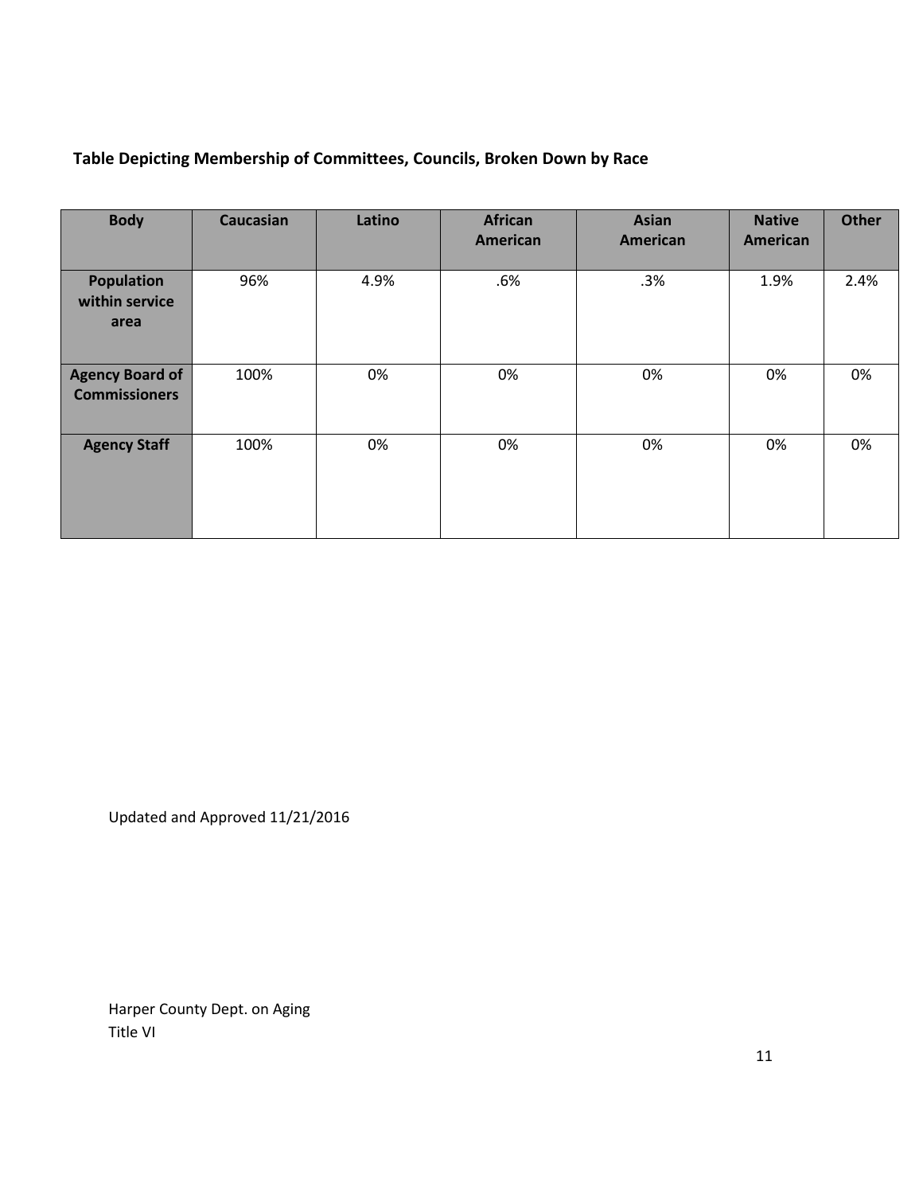**Table Depicting Membership of Committees, Councils, Broken Down by Race**

| Body | Caucasian | Latino | African American | Asian American | Native American | Other |
|---|---|---|---|---|---|---|
| Population within service area | 96% | 4.9% | .6% | .3% | 1.9% | 2.4% |
| Agency Board of Commissioners | 100% | 0% | 0% | 0% | 0% | 0% |
| Agency Staff | 100% | 0% | 0% | 0% | 0% | 0% |

Updated and Approved 11/21/2016

Harper County Dept. on Aging
Title VI